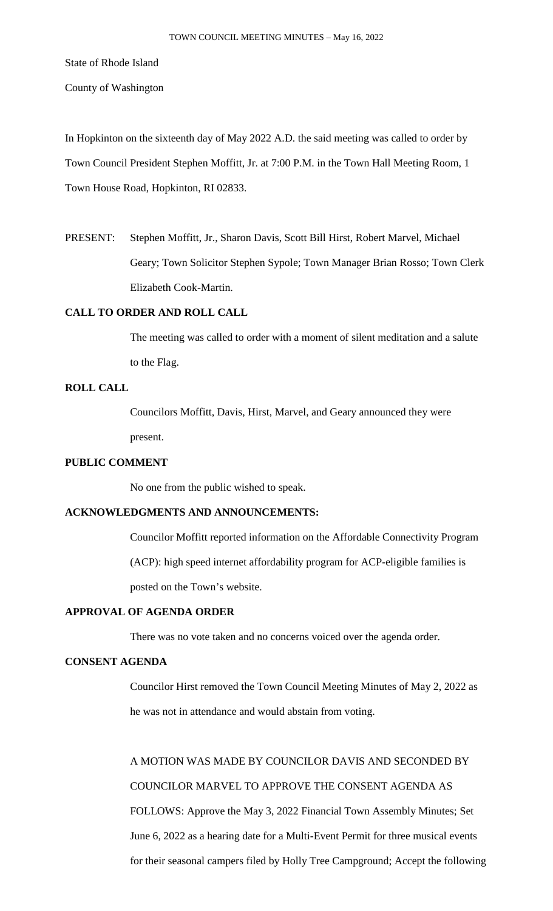State of Rhode Island

County of Washington

In Hopkinton on the sixteenth day of May 2022 A.D. the said meeting was called to order by Town Council President Stephen Moffitt, Jr. at 7:00 P.M. in the Town Hall Meeting Room, 1 Town House Road, Hopkinton, RI 02833.

PRESENT: Stephen Moffitt, Jr., Sharon Davis, Scott Bill Hirst, Robert Marvel, Michael Geary; Town Solicitor Stephen Sypole; Town Manager Brian Rosso; Town Clerk Elizabeth Cook-Martin.

**CALL TO ORDER AND ROLL CALL**

The meeting was called to order with a moment of silent meditation and a salute to the Flag.

**ROLL CALL**

Councilors Moffitt, Davis, Hirst, Marvel, and Geary announced they were present.

**PUBLIC COMMENT**

No one from the public wished to speak.

**ACKNOWLEDGMENTS AND ANNOUNCEMENTS:**

Councilor Moffitt reported information on the Affordable Connectivity Program (ACP): high speed internet affordability program for ACP-eligible families is posted on the Town's website.

**APPROVAL OF AGENDA ORDER**

There was no vote taken and no concerns voiced over the agenda order.

**CONSENT AGENDA**

Councilor Hirst removed the Town Council Meeting Minutes of May 2, 2022 as he was not in attendance and would abstain from voting.

A MOTION WAS MADE BY COUNCILOR DAVIS AND SECONDED BY COUNCILOR MARVEL TO APPROVE THE CONSENT AGENDA AS FOLLOWS: Approve the May 3, 2022 Financial Town Assembly Minutes; Set June 6, 2022 as a hearing date for a Multi-Event Permit for three musical events for their seasonal campers filed by Holly Tree Campground; Accept the following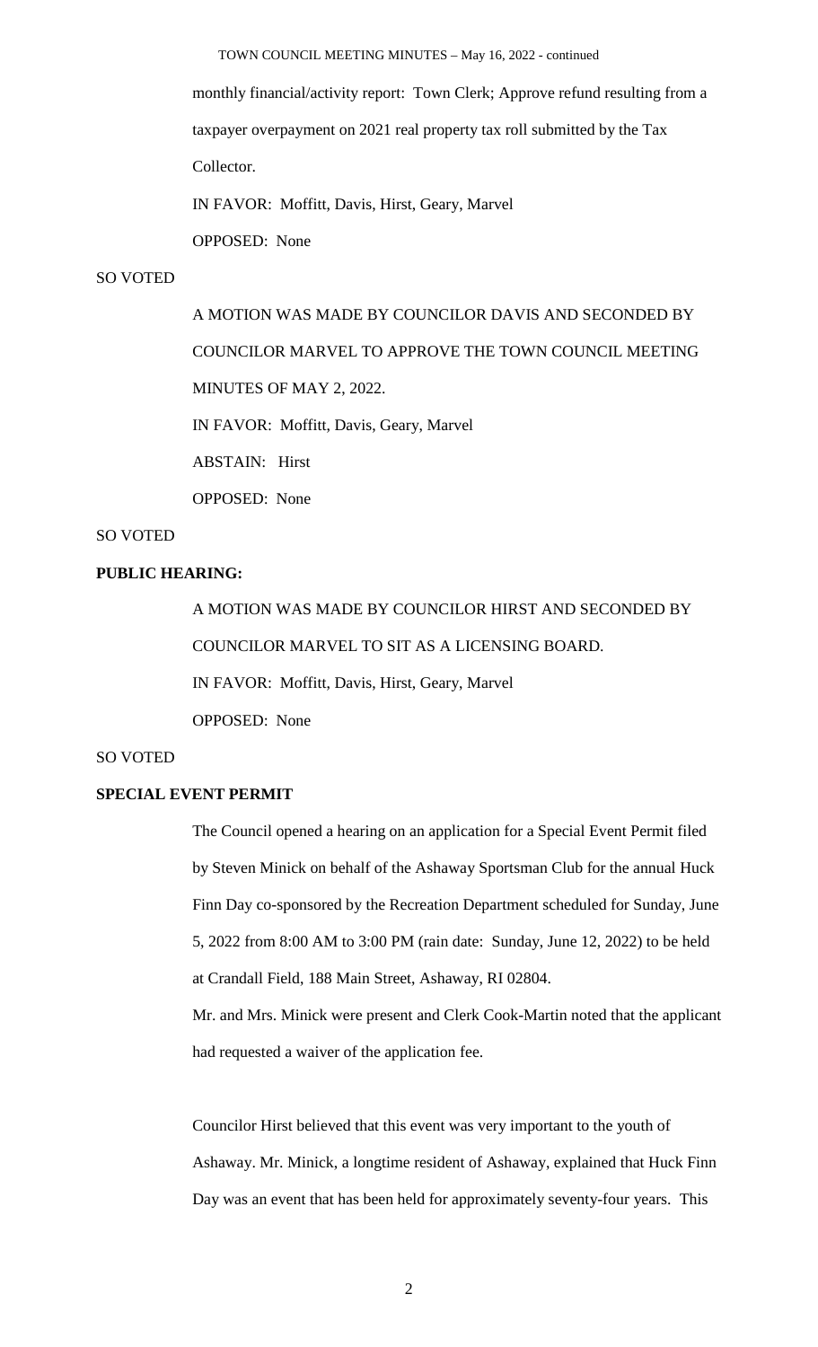monthly financial/activity report: Town Clerk; Approve refund resulting from a taxpayer overpayment on 2021 real property tax roll submitted by the Tax Collector.

IN FAVOR: Moffitt, Davis, Hirst, Geary, Marvel

OPPOSED: None

SO VOTED

A MOTION WAS MADE BY COUNCILOR DAVIS AND SECONDED BY COUNCILOR MARVEL TO APPROVE THE TOWN COUNCIL MEETING MINUTES OF MAY 2, 2022.

IN FAVOR: Moffitt, Davis, Geary, Marvel

ABSTAIN: Hirst

OPPOSED: None

SO VOTED

**PUBLIC HEARING:**

A MOTION WAS MADE BY COUNCILOR HIRST AND SECONDED BY COUNCILOR MARVEL TO SIT AS A LICENSING BOARD.

IN FAVOR: Moffitt, Davis, Hirst, Geary, Marvel

OPPOSED: None

SO VOTED

**SPECIAL EVENT PERMIT**

The Council opened a hearing on an application for a Special Event Permit filed by Steven Minick on behalf of the Ashaway Sportsman Club for the annual Huck Finn Day co-sponsored by the Recreation Department scheduled for Sunday, June 5, 2022 from 8:00 AM to 3:00 PM (rain date: Sunday, June 12, 2022) to be held at Crandall Field, 188 Main Street, Ashaway, RI 02804.

Mr. and Mrs. Minick were present and Clerk Cook-Martin noted that the applicant had requested a waiver of the application fee.

Councilor Hirst believed that this event was very important to the youth of Ashaway. Mr. Minick, a longtime resident of Ashaway, explained that Huck Finn Day was an event that has been held for approximately seventy-four years. This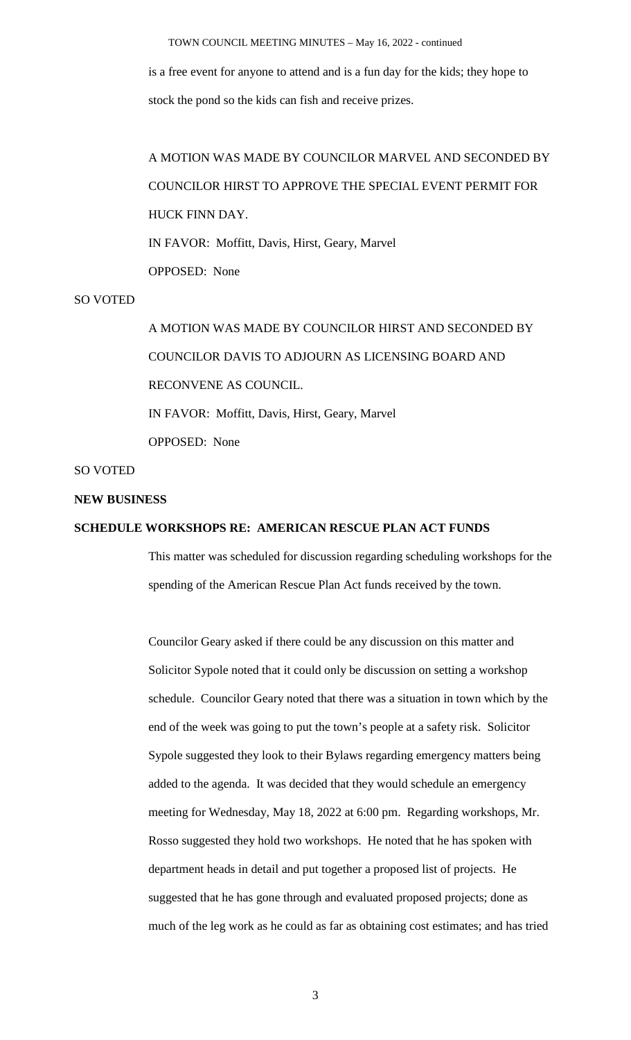is a free event for anyone to attend and is a fun day for the kids; they hope to stock the pond so the kids can fish and receive prizes.

A MOTION WAS MADE BY COUNCILOR MARVEL AND SECONDED BY COUNCILOR HIRST TO APPROVE THE SPECIAL EVENT PERMIT FOR HUCK FINN DAY.

IN FAVOR: Moffitt, Davis, Hirst, Geary, Marvel

OPPOSED: None

SO VOTED

A MOTION WAS MADE BY COUNCILOR HIRST AND SECONDED BY COUNCILOR DAVIS TO ADJOURN AS LICENSING BOARD AND RECONVENE AS COUNCIL.

IN FAVOR: Moffitt, Davis, Hirst, Geary, Marvel

OPPOSED: None

SO VOTED

**NEW BUSINESS**

**SCHEDULE WORKSHOPS RE: AMERICAN RESCUE PLAN ACT FUNDS**

This matter was scheduled for discussion regarding scheduling workshops for the spending of the American Rescue Plan Act funds received by the town.

Councilor Geary asked if there could be any discussion on this matter and Solicitor Sypole noted that it could only be discussion on setting a workshop schedule. Councilor Geary noted that there was a situation in town which by the end of the week was going to put the town's people at a safety risk. Solicitor Sypole suggested they look to their Bylaws regarding emergency matters being added to the agenda. It was decided that they would schedule an emergency meeting for Wednesday, May 18, 2022 at 6:00 pm. Regarding workshops, Mr. Rosso suggested they hold two workshops. He noted that he has spoken with department heads in detail and put together a proposed list of projects. He suggested that he has gone through and evaluated proposed projects; done as much of the leg work as he could as far as obtaining cost estimates; and has tried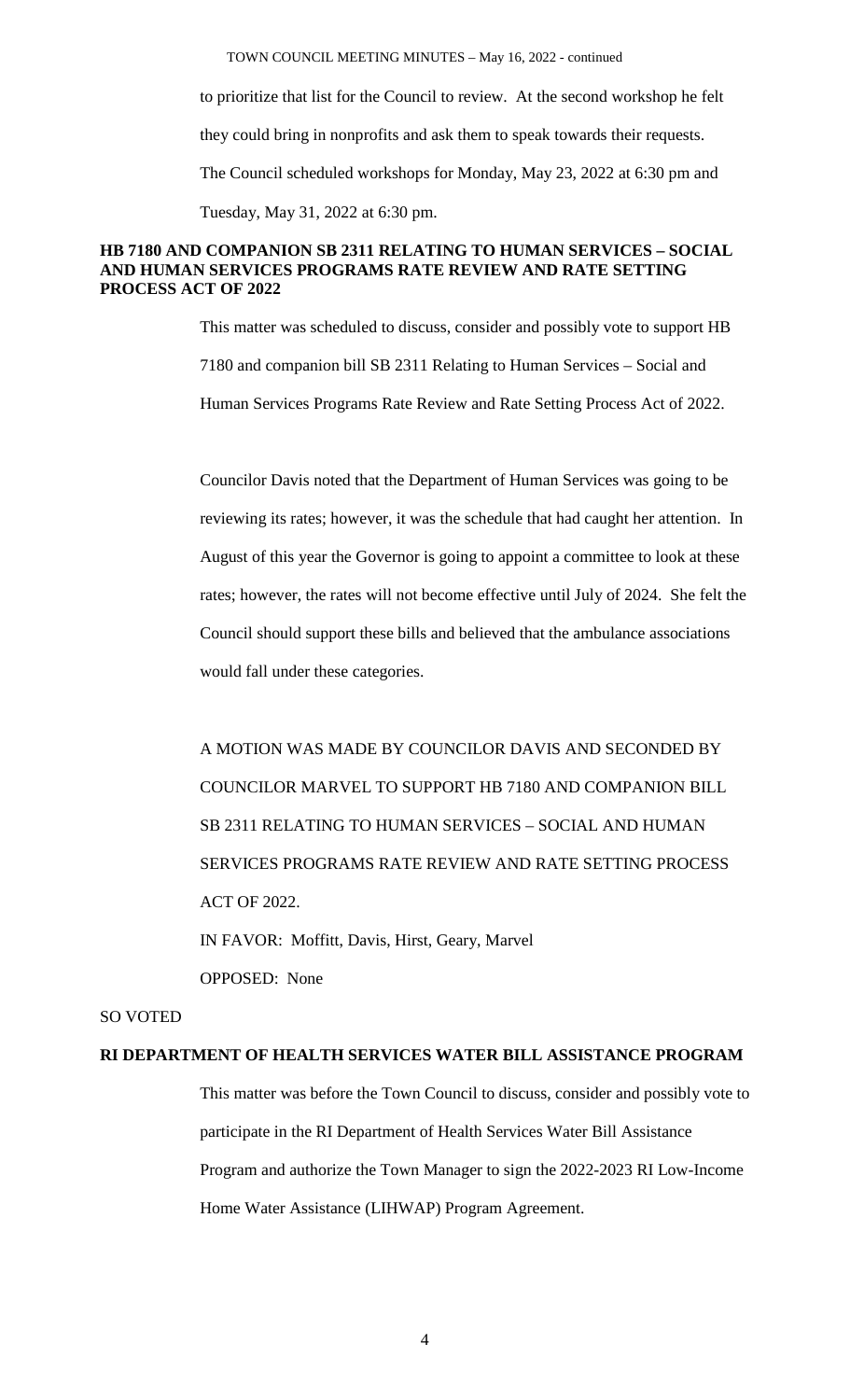to prioritize that list for the Council to review. At the second workshop he felt they could bring in nonprofits and ask them to speak towards their requests. The Council scheduled workshops for Monday, May 23, 2022 at 6:30 pm and Tuesday, May 31, 2022 at 6:30 pm.

**HB 7180 AND COMPANION SB 2311 RELATING TO HUMAN SERVICES – SOCIAL AND HUMAN SERVICES PROGRAMS RATE REVIEW AND RATE SETTING PROCESS ACT OF 2022**

This matter was scheduled to discuss, consider and possibly vote to support HB 7180 and companion bill SB 2311 Relating to Human Services – Social and Human Services Programs Rate Review and Rate Setting Process Act of 2022.

Councilor Davis noted that the Department of Human Services was going to be reviewing its rates; however, it was the schedule that had caught her attention. In August of this year the Governor is going to appoint a committee to look at these rates; however, the rates will not become effective until July of 2024. She felt the Council should support these bills and believed that the ambulance associations would fall under these categories.

A MOTION WAS MADE BY COUNCILOR DAVIS AND SECONDED BY COUNCILOR MARVEL TO SUPPORT HB 7180 AND COMPANION BILL SB 2311 RELATING TO HUMAN SERVICES – SOCIAL AND HUMAN SERVICES PROGRAMS RATE REVIEW AND RATE SETTING PROCESS ACT OF 2022.

IN FAVOR: Moffitt, Davis, Hirst, Geary, Marvel

OPPOSED: None

SO VOTED

**RI DEPARTMENT OF HEALTH SERVICES WATER BILL ASSISTANCE PROGRAM**

This matter was before the Town Council to discuss, consider and possibly vote to participate in the RI Department of Health Services Water Bill Assistance Program and authorize the Town Manager to sign the 2022-2023 RI Low-Income Home Water Assistance (LIHWAP) Program Agreement.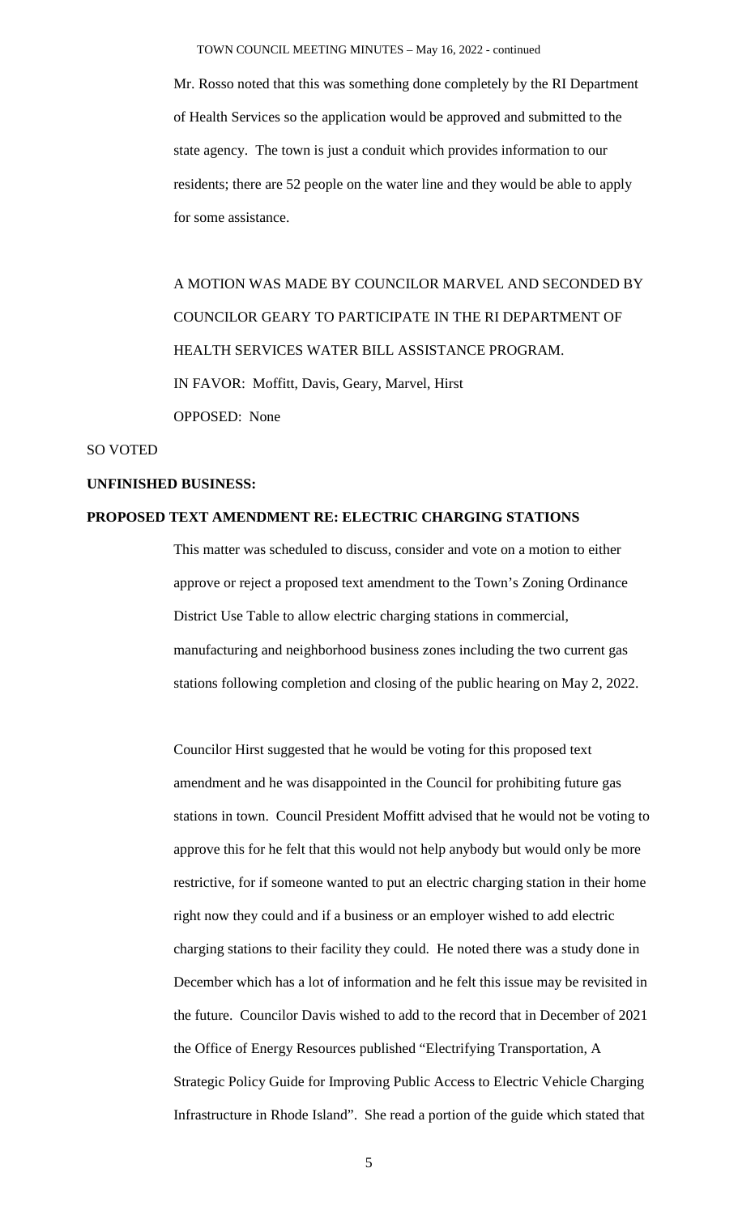Mr. Rosso noted that this was something done completely by the RI Department of Health Services so the application would be approved and submitted to the state agency. The town is just a conduit which provides information to our residents; there are 52 people on the water line and they would be able to apply for some assistance.

A MOTION WAS MADE BY COUNCILOR MARVEL AND SECONDED BY COUNCILOR GEARY TO PARTICIPATE IN THE RI DEPARTMENT OF HEALTH SERVICES WATER BILL ASSISTANCE PROGRAM.

IN FAVOR: Moffitt, Davis, Geary, Marvel, Hirst

OPPOSED: None

SO VOTED

**UNFINISHED BUSINESS:**

**PROPOSED TEXT AMENDMENT RE: ELECTRIC CHARGING STATIONS**

This matter was scheduled to discuss, consider and vote on a motion to either approve or reject a proposed text amendment to the Town's Zoning Ordinance District Use Table to allow electric charging stations in commercial, manufacturing and neighborhood business zones including the two current gas stations following completion and closing of the public hearing on May 2, 2022.

Councilor Hirst suggested that he would be voting for this proposed text amendment and he was disappointed in the Council for prohibiting future gas stations in town. Council President Moffitt advised that he would not be voting to approve this for he felt that this would not help anybody but would only be more restrictive, for if someone wanted to put an electric charging station in their home right now they could and if a business or an employer wished to add electric charging stations to their facility they could. He noted there was a study done in December which has a lot of information and he felt this issue may be revisited in the future. Councilor Davis wished to add to the record that in December of 2021 the Office of Energy Resources published "Electrifying Transportation, A Strategic Policy Guide for Improving Public Access to Electric Vehicle Charging Infrastructure in Rhode Island". She read a portion of the guide which stated that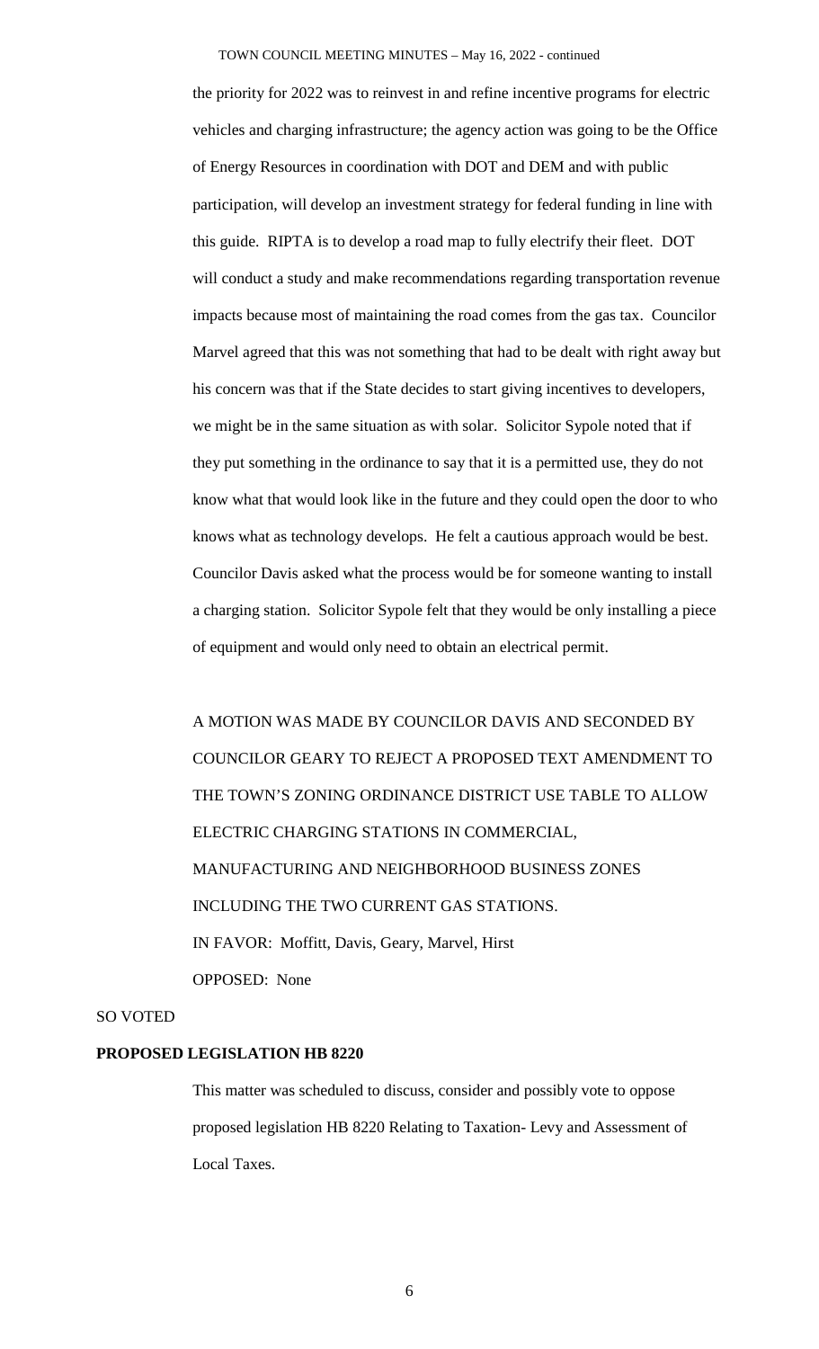the priority for 2022 was to reinvest in and refine incentive programs for electric vehicles and charging infrastructure; the agency action was going to be the Office of Energy Resources in coordination with DOT and DEM and with public participation, will develop an investment strategy for federal funding in line with this guide. RIPTA is to develop a road map to fully electrify their fleet. DOT will conduct a study and make recommendations regarding transportation revenue impacts because most of maintaining the road comes from the gas tax. Councilor Marvel agreed that this was not something that had to be dealt with right away but his concern was that if the State decides to start giving incentives to developers, we might be in the same situation as with solar. Solicitor Sypole noted that if they put something in the ordinance to say that it is a permitted use, they do not know what that would look like in the future and they could open the door to who knows what as technology develops. He felt a cautious approach would be best. Councilor Davis asked what the process would be for someone wanting to install a charging station. Solicitor Sypole felt that they would be only installing a piece of equipment and would only need to obtain an electrical permit.

A MOTION WAS MADE BY COUNCILOR DAVIS AND SECONDED BY COUNCILOR GEARY TO REJECT A PROPOSED TEXT AMENDMENT TO THE TOWN'S ZONING ORDINANCE DISTRICT USE TABLE TO ALLOW ELECTRIC CHARGING STATIONS IN COMMERCIAL, MANUFACTURING AND NEIGHBORHOOD BUSINESS ZONES INCLUDING THE TWO CURRENT GAS STATIONS.

IN FAVOR: Moffitt, Davis, Geary, Marvel, Hirst

OPPOSED: None

SO VOTED

**PROPOSED LEGISLATION HB 8220**

This matter was scheduled to discuss, consider and possibly vote to oppose proposed legislation HB 8220 Relating to Taxation- Levy and Assessment of Local Taxes.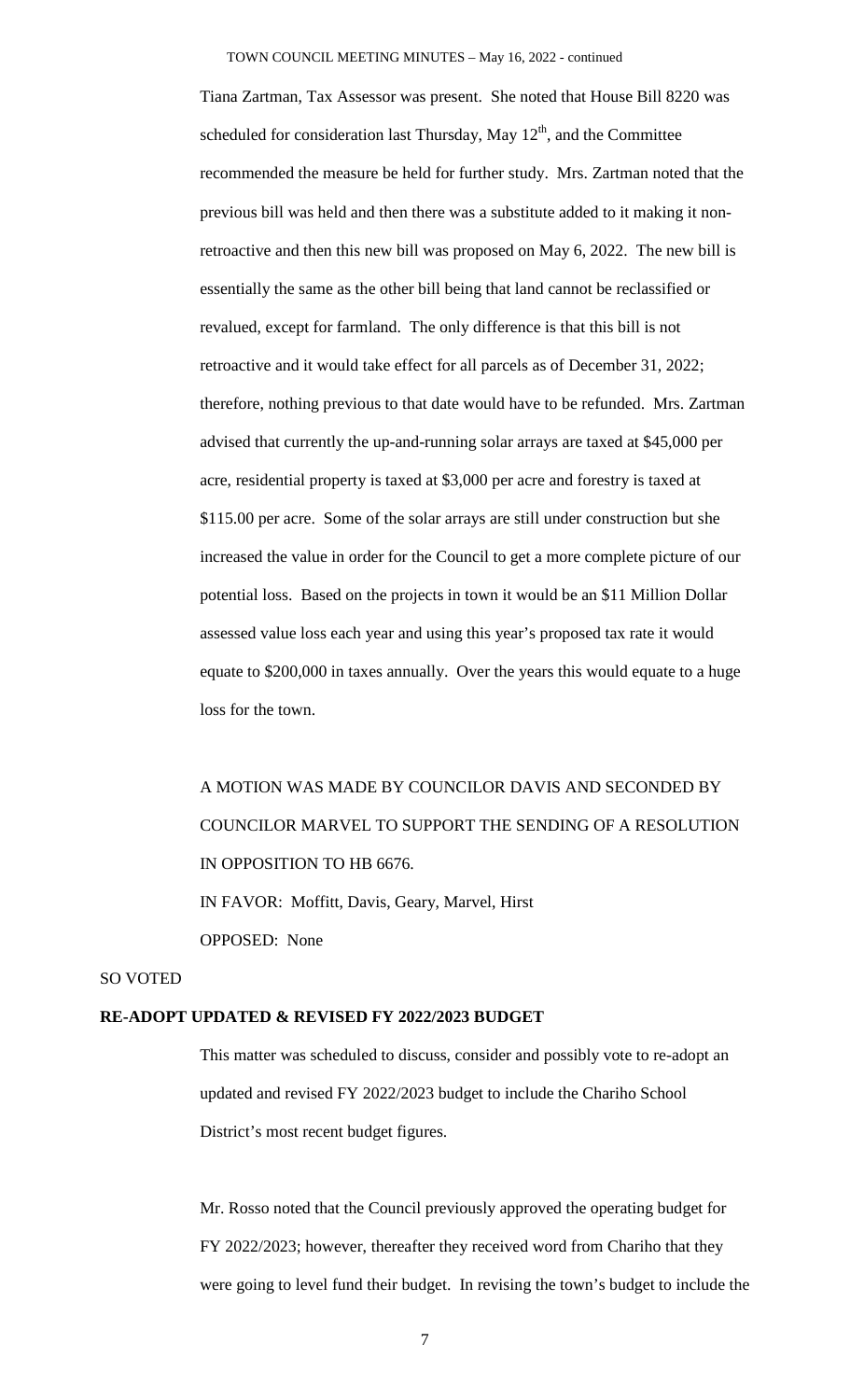Tiana Zartman, Tax Assessor was present. She noted that House Bill 8220 was scheduled for consideration last Thursday, May 12th, and the Committee recommended the measure be held for further study. Mrs. Zartman noted that the previous bill was held and then there was a substitute added to it making it non-retroactive and then this new bill was proposed on May 6, 2022. The new bill is essentially the same as the other bill being that land cannot be reclassified or revalued, except for farmland. The only difference is that this bill is not retroactive and it would take effect for all parcels as of December 31, 2022; therefore, nothing previous to that date would have to be refunded. Mrs. Zartman advised that currently the up-and-running solar arrays are taxed at $45,000 per acre, residential property is taxed at $3,000 per acre and forestry is taxed at $115.00 per acre. Some of the solar arrays are still under construction but she increased the value in order for the Council to get a more complete picture of our potential loss. Based on the projects in town it would be an $11 Million Dollar assessed value loss each year and using this year's proposed tax rate it would equate to $200,000 in taxes annually. Over the years this would equate to a huge loss for the town.

A MOTION WAS MADE BY COUNCILOR DAVIS AND SECONDED BY COUNCILOR MARVEL TO SUPPORT THE SENDING OF A RESOLUTION IN OPPOSITION TO HB 6676.

IN FAVOR: Moffitt, Davis, Geary, Marvel, Hirst

OPPOSED: None

SO VOTED

**RE-ADOPT UPDATED & REVISED FY 2022/2023 BUDGET**

This matter was scheduled to discuss, consider and possibly vote to re-adopt an updated and revised FY 2022/2023 budget to include the Chariho School District's most recent budget figures.

Mr. Rosso noted that the Council previously approved the operating budget for FY 2022/2023; however, thereafter they received word from Chariho that they were going to level fund their budget. In revising the town's budget to include the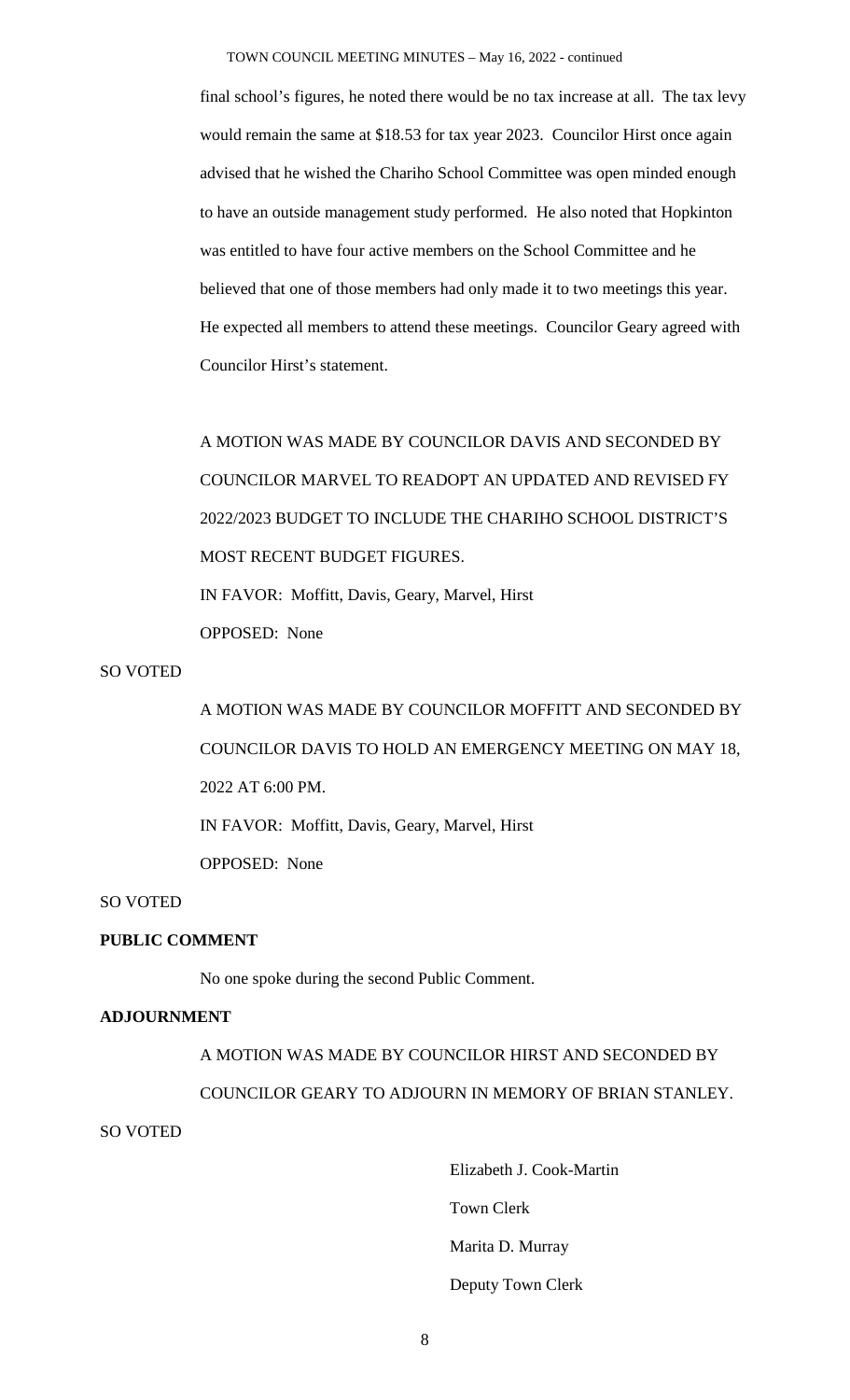final school's figures, he noted there would be no tax increase at all. The tax levy would remain the same at $18.53 for tax year 2023. Councilor Hirst once again advised that he wished the Chariho School Committee was open minded enough to have an outside management study performed. He also noted that Hopkinton was entitled to have four active members on the School Committee and he believed that one of those members had only made it to two meetings this year. He expected all members to attend these meetings. Councilor Geary agreed with Councilor Hirst's statement.

A MOTION WAS MADE BY COUNCILOR DAVIS AND SECONDED BY COUNCILOR MARVEL TO READOPT AN UPDATED AND REVISED FY 2022/2023 BUDGET TO INCLUDE THE CHARIHO SCHOOL DISTRICT'S MOST RECENT BUDGET FIGURES.

IN FAVOR: Moffitt, Davis, Geary, Marvel, Hirst

OPPOSED: None

SO VOTED

A MOTION WAS MADE BY COUNCILOR MOFFITT AND SECONDED BY COUNCILOR DAVIS TO HOLD AN EMERGENCY MEETING ON MAY 18, 2022 AT 6:00 PM.

IN FAVOR: Moffitt, Davis, Geary, Marvel, Hirst

OPPOSED: None

SO VOTED

**PUBLIC COMMENT**

No one spoke during the second Public Comment.

**ADJOURNMENT**

A MOTION WAS MADE BY COUNCILOR HIRST AND SECONDED BY COUNCILOR GEARY TO ADJOURN IN MEMORY OF BRIAN STANLEY.

SO VOTED

Elizabeth J. Cook-Martin

Town Clerk

Marita D. Murray

Deputy Town Clerk